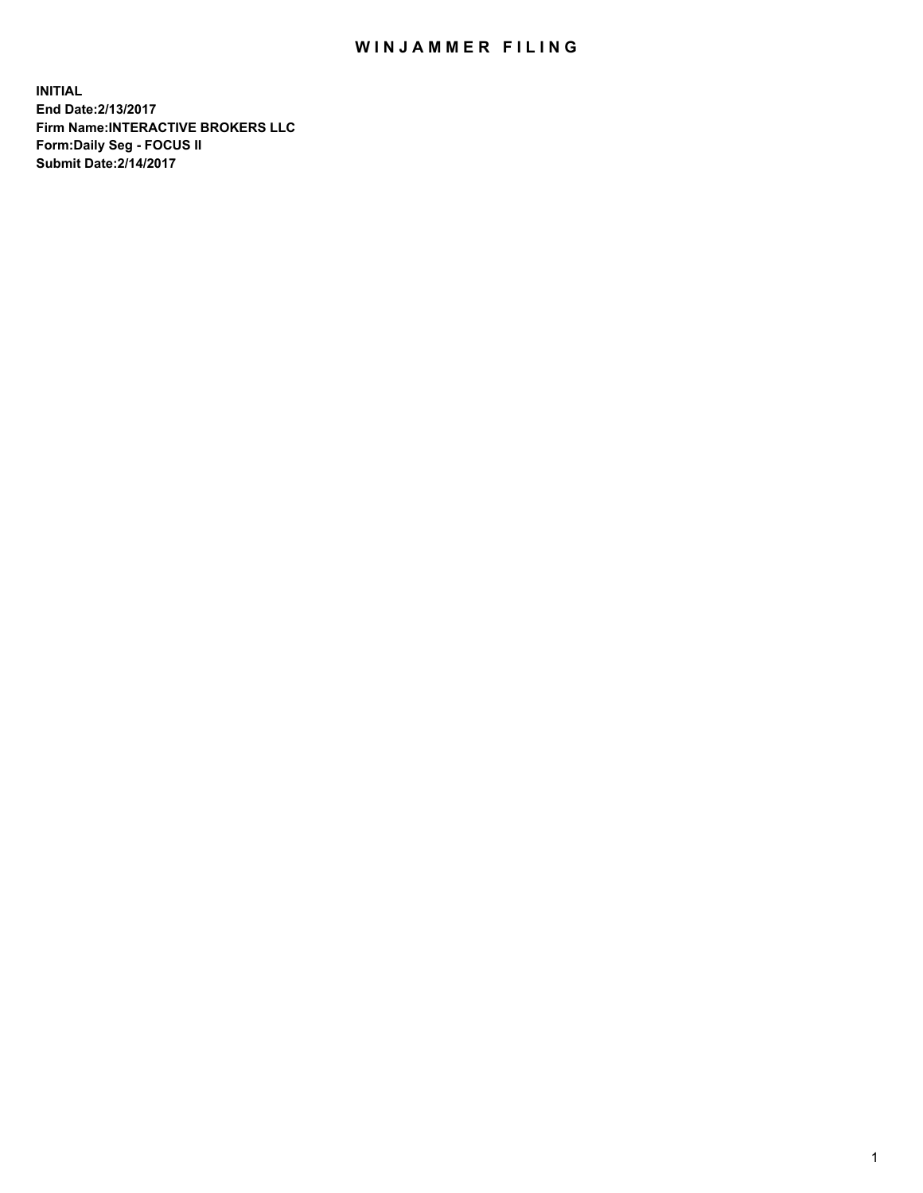# WINJAMMER FILING

**INITIAL**
**End Date:2/13/2017**
**Firm Name:INTERACTIVE BROKERS LLC**
**Form:Daily Seg - FOCUS II**
**Submit Date:2/14/2017**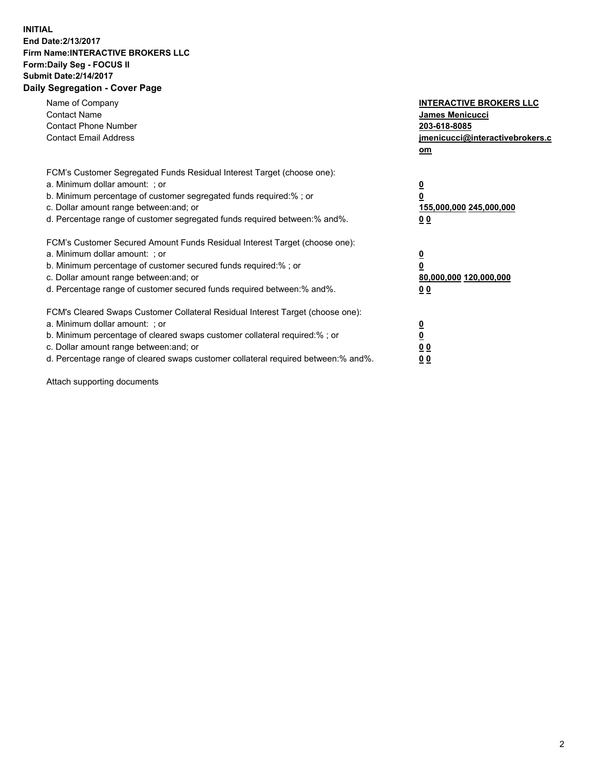**INITIAL**
**End Date:2/13/2017**
**Firm Name:INTERACTIVE BROKERS LLC**
**Form:Daily Seg - FOCUS II**
**Submit Date:2/14/2017**

## Daily Segregation - Cover Page

| | |
|---|---|
| Name of Company | **INTERACTIVE BROKERS LLC** |
| Contact Name | **James Menicucci** |
| Contact Phone Number | **203-618-8085** |
| Contact Email Address | **jmenicucci@interactivebrokers.com** |

| | |
|---|---|
| FCM's Customer Segregated Funds Residual Interest Target (choose one): | |
| a. Minimum dollar amount: ; or | **0** |
| b. Minimum percentage of customer segregated funds required:% ; or | **0** |
| c. Dollar amount range between:and; or | **155,000,000 245,000,000** |
| d. Percentage range of customer segregated funds required between:% and%. | **0 0** |

| | |
|---|---|
| FCM's Customer Secured Amount Funds Residual Interest Target (choose one): | |
| a. Minimum dollar amount: ; or | **0** |
| b. Minimum percentage of customer secured funds required:% ; or | **0** |
| c. Dollar amount range between:and; or | **80,000,000 120,000,000** |
| d. Percentage range of customer secured funds required between:% and%. | **0 0** |

| | |
|---|---|
| FCM's Cleared Swaps Customer Collateral Residual Interest Target (choose one): | |
| a. Minimum dollar amount: ; or | **0** |
| b. Minimum percentage of cleared swaps customer collateral required:% ; or | **0** |
| c. Dollar amount range between:and; or | **0 0** |
| d. Percentage range of cleared swaps customer collateral required between:% and%. | **0 0** |

Attach supporting documents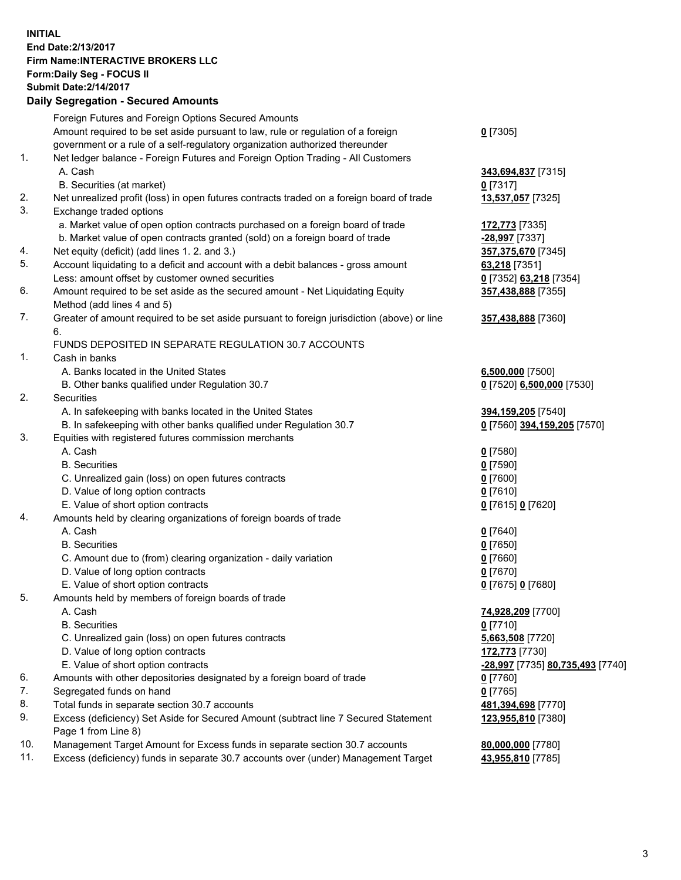**INITIAL**
**End Date:2/13/2017**
**Firm Name:INTERACTIVE BROKERS LLC**
**Form:Daily Seg - FOCUS II**
**Submit Date:2/14/2017**

## Daily Segregation - Secured Amounts

| | | |
|---|---|---|
| | Foreign Futures and Foreign Options Secured Amounts | |
| | Amount required to be set aside pursuant to law, rule or regulation of a foreign government or a rule of a self-regulatory organization authorized thereunder | **0** [7305] |
| 1. | Net ledger balance - Foreign Futures and Foreign Option Trading - All Customers | |
| | A. Cash | **343,694,837** [7315] |
| | B. Securities (at market) | **0** [7317] |
| 2. | Net unrealized profit (loss) in open futures contracts traded on a foreign board of trade | **13,537,057** [7325] |
| 3. | Exchange traded options | |
| | a. Market value of open option contracts purchased on a foreign board of trade | **172,773** [7335] |
| | b. Market value of open contracts granted (sold) on a foreign board of trade | **-28,997** [7337] |
| 4. | Net equity (deficit) (add lines 1. 2. and 3.) | **357,375,670** [7345] |
| 5. | Account liquidating to a deficit and account with a debit balances - gross amount | **63,218** [7351] |
| | Less: amount offset by customer owned securities | **0** [7352] **63,218** [7354] |
| 6. | Amount required to be set aside as the secured amount - Net Liquidating Equity Method (add lines 4 and 5) | **357,438,888** [7355] |
| 7. | Greater of amount required to be set aside pursuant to foreign jurisdiction (above) or line 6. | **357,438,888** [7360] |
| | FUNDS DEPOSITED IN SEPARATE REGULATION 30.7 ACCOUNTS | |
| 1. | Cash in banks | |
| | A. Banks located in the United States | **6,500,000** [7500] |
| | B. Other banks qualified under Regulation 30.7 | **0** [7520] **6,500,000** [7530] |
| 2. | Securities | |
| | A. In safekeeping with banks located in the United States | **394,159,205** [7540] |
| | B. In safekeeping with other banks qualified under Regulation 30.7 | **0** [7560] **394,159,205** [7570] |
| 3. | Equities with registered futures commission merchants | |
| | A. Cash | **0** [7580] |
| | B. Securities | **0** [7590] |
| | C. Unrealized gain (loss) on open futures contracts | **0** [7600] |
| | D. Value of long option contracts | **0** [7610] |
| | E. Value of short option contracts | **0** [7615] **0** [7620] |
| 4. | Amounts held by clearing organizations of foreign boards of trade | |
| | A. Cash | **0** [7640] |
| | B. Securities | **0** [7650] |
| | C. Amount due to (from) clearing organization - daily variation | **0** [7660] |
| | D. Value of long option contracts | **0** [7670] |
| | E. Value of short option contracts | **0** [7675] **0** [7680] |
| 5. | Amounts held by members of foreign boards of trade | |
| | A. Cash | **74,928,209** [7700] |
| | B. Securities | **0** [7710] |
| | C. Unrealized gain (loss) on open futures contracts | **5,663,508** [7720] |
| | D. Value of long option contracts | **172,773** [7730] |
| | E. Value of short option contracts | **-28,997** [7735] **80,735,493** [7740] |
| 6. | Amounts with other depositories designated by a foreign board of trade | **0** [7760] |
| 7. | Segregated funds on hand | **0** [7765] |
| 8. | Total funds in separate section 30.7 accounts | **481,394,698** [7770] |
| 9. | Excess (deficiency) Set Aside for Secured Amount (subtract line 7 Secured Statement Page 1 from Line 8) | **123,955,810** [7380] |
| 10. | Management Target Amount for Excess funds in separate section 30.7 accounts | **80,000,000** [7780] |
| 11. | Excess (deficiency) funds in separate 30.7 accounts over (under) Management Target | **43,955,810** [7785] |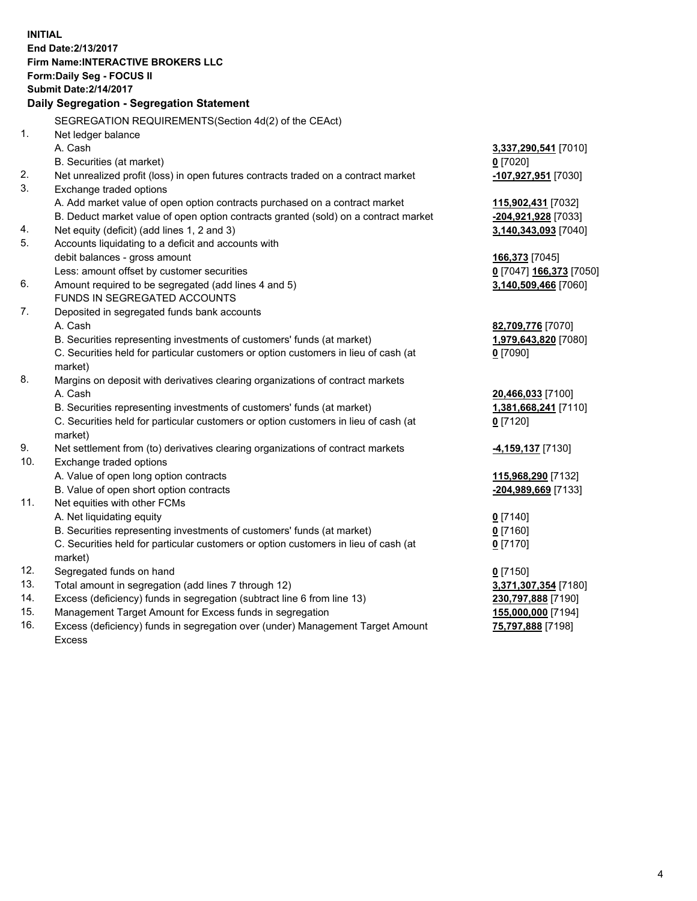**INITIAL**
**End Date:2/13/2017**
**Firm Name:INTERACTIVE BROKERS LLC**
**Form:Daily Seg - FOCUS II**
**Submit Date:2/14/2017**

**Daily Segregation - Segregation Statement**

| | | |
|---|---|---|
| | SEGREGATION REQUIREMENTS(Section 4d(2) of the CEAct) | |
| 1. | Net ledger balance | |
| | A. Cash | **3,337,290,541** [7010] |
| | B. Securities (at market) | **0** [7020] |
| 2. | Net unrealized profit (loss) in open futures contracts traded on a contract market | **-107,927,951** [7030] |
| 3. | Exchange traded options | |
| | A. Add market value of open option contracts purchased on a contract market | **115,902,431** [7032] |
| | B. Deduct market value of open option contracts granted (sold) on a contract market | **-204,921,928** [7033] |
| 4. | Net equity (deficit) (add lines 1, 2 and 3) | **3,140,343,093** [7040] |
| 5. | Accounts liquidating to a deficit and accounts with debit balances - gross amount | **166,373** [7045] |
| | Less: amount offset by customer securities | **0** [7047] **166,373** [7050] |
| 6. | Amount required to be segregated (add lines 4 and 5) | **3,140,509,466** [7060] |
| | FUNDS IN SEGREGATED ACCOUNTS | |
| 7. | Deposited in segregated funds bank accounts | |
| | A. Cash | **82,709,776** [7070] |
| | B. Securities representing investments of customers' funds (at market) | **1,979,643,820** [7080] |
| | C. Securities held for particular customers or option customers in lieu of cash (at market) | **0** [7090] |
| 8. | Margins on deposit with derivatives clearing organizations of contract markets | |
| | A. Cash | **20,466,033** [7100] |
| | B. Securities representing investments of customers' funds (at market) | **1,381,668,241** [7110] |
| | C. Securities held for particular customers or option customers in lieu of cash (at market) | **0** [7120] |
| 9. | Net settlement from (to) derivatives clearing organizations of contract markets | **-4,159,137** [7130] |
| 10. | Exchange traded options | |
| | A. Value of open long option contracts | **115,968,290** [7132] |
| | B. Value of open short option contracts | **-204,989,669** [7133] |
| 11. | Net equities with other FCMs | |
| | A. Net liquidating equity | **0** [7140] |
| | B. Securities representing investments of customers' funds (at market) | **0** [7160] |
| | C. Securities held for particular customers or option customers in lieu of cash (at market) | **0** [7170] |
| 12. | Segregated funds on hand | **0** [7150] |
| 13. | Total amount in segregation (add lines 7 through 12) | **3,371,307,354** [7180] |
| 14. | Excess (deficiency) funds in segregation (subtract line 6 from line 13) | **230,797,888** [7190] |
| 15. | Management Target Amount for Excess funds in segregation | **155,000,000** [7194] |
| 16. | Excess (deficiency) funds in segregation over (under) Management Target Amount Excess | **75,797,888** [7198] |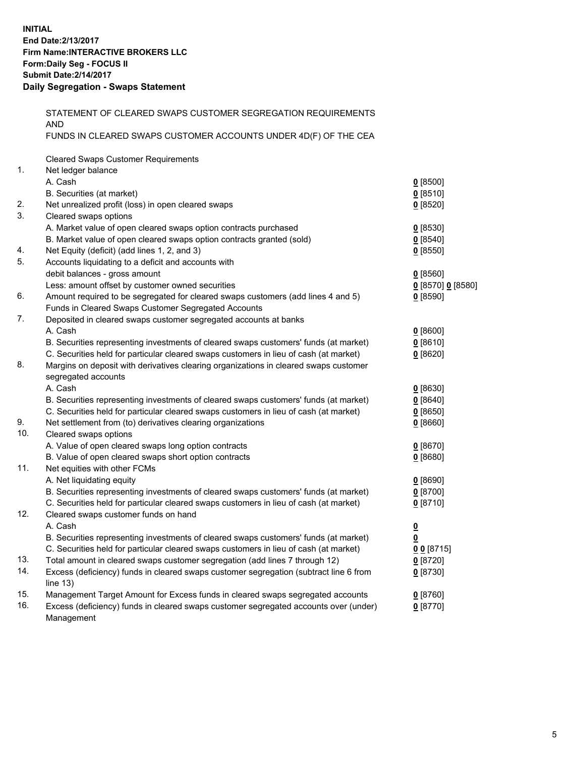**INITIAL**
**End Date:2/13/2017**
**Firm Name:INTERACTIVE BROKERS LLC**
**Form:Daily Seg - FOCUS II**
**Submit Date:2/14/2017**
**Daily Segregation - Swaps Statement**

STATEMENT OF CLEARED SWAPS CUSTOMER SEGREGATION REQUIREMENTS
AND
FUNDS IN CLEARED SWAPS CUSTOMER ACCOUNTS UNDER 4D(F) OF THE CEA

| | | |
|---|---|---|
| | Cleared Swaps Customer Requirements | |
| 1. | Net ledger balance | |
| | A. Cash | 0 [8500] |
| | B. Securities (at market) | 0 [8510] |
| 2. | Net unrealized profit (loss) in open cleared swaps | 0 [8520] |
| 3. | Cleared swaps options | |
| | A. Market value of open cleared swaps option contracts purchased | 0 [8530] |
| | B. Market value of open cleared swaps option contracts granted (sold) | 0 [8540] |
| 4. | Net Equity (deficit) (add lines 1, 2, and 3) | 0 [8550] |
| 5. | Accounts liquidating to a deficit and accounts with | |
| | debit balances - gross amount | 0 [8560] |
| | Less: amount offset by customer owned securities | 0 [8570] 0 [8580] |
| 6. | Amount required to be segregated for cleared swaps customers (add lines 4 and 5) | 0 [8590] |
| | Funds in Cleared Swaps Customer Segregated Accounts | |
| 7. | Deposited in cleared swaps customer segregated accounts at banks | |
| | A. Cash | 0 [8600] |
| | B. Securities representing investments of cleared swaps customers' funds (at market) | 0 [8610] |
| | C. Securities held for particular cleared swaps customers in lieu of cash (at market) | 0 [8620] |
| 8. | Margins on deposit with derivatives clearing organizations in cleared swaps customer segregated accounts | |
| | A. Cash | 0 [8630] |
| | B. Securities representing investments of cleared swaps customers' funds (at market) | 0 [8640] |
| | C. Securities held for particular cleared swaps customers in lieu of cash (at market) | 0 [8650] |
| 9. | Net settlement from (to) derivatives clearing organizations | 0 [8660] |
| 10. | Cleared swaps options | |
| | A. Value of open cleared swaps long option contracts | 0 [8670] |
| | B. Value of open cleared swaps short option contracts | 0 [8680] |
| 11. | Net equities with other FCMs | |
| | A. Net liquidating equity | 0 [8690] |
| | B. Securities representing investments of cleared swaps customers' funds (at market) | 0 [8700] |
| | C. Securities held for particular cleared swaps customers in lieu of cash (at market) | 0 [8710] |
| 12. | Cleared swaps customer funds on hand | |
| | A. Cash | 0 |
| | B. Securities representing investments of cleared swaps customers' funds (at market) | 0 |
| | C. Securities held for particular cleared swaps customers in lieu of cash (at market) | 0 0 [8715] |
| 13. | Total amount in cleared swaps customer segregation (add lines 7 through 12) | 0 [8720] |
| 14. | Excess (deficiency) funds in cleared swaps customer segregation (subtract line 6 from line 13) | 0 [8730] |
| 15. | Management Target Amount for Excess funds in cleared swaps segregated accounts | 0 [8760] |
| 16. | Excess (deficiency) funds in cleared swaps customer segregated accounts over (under) Management | 0 [8770] |